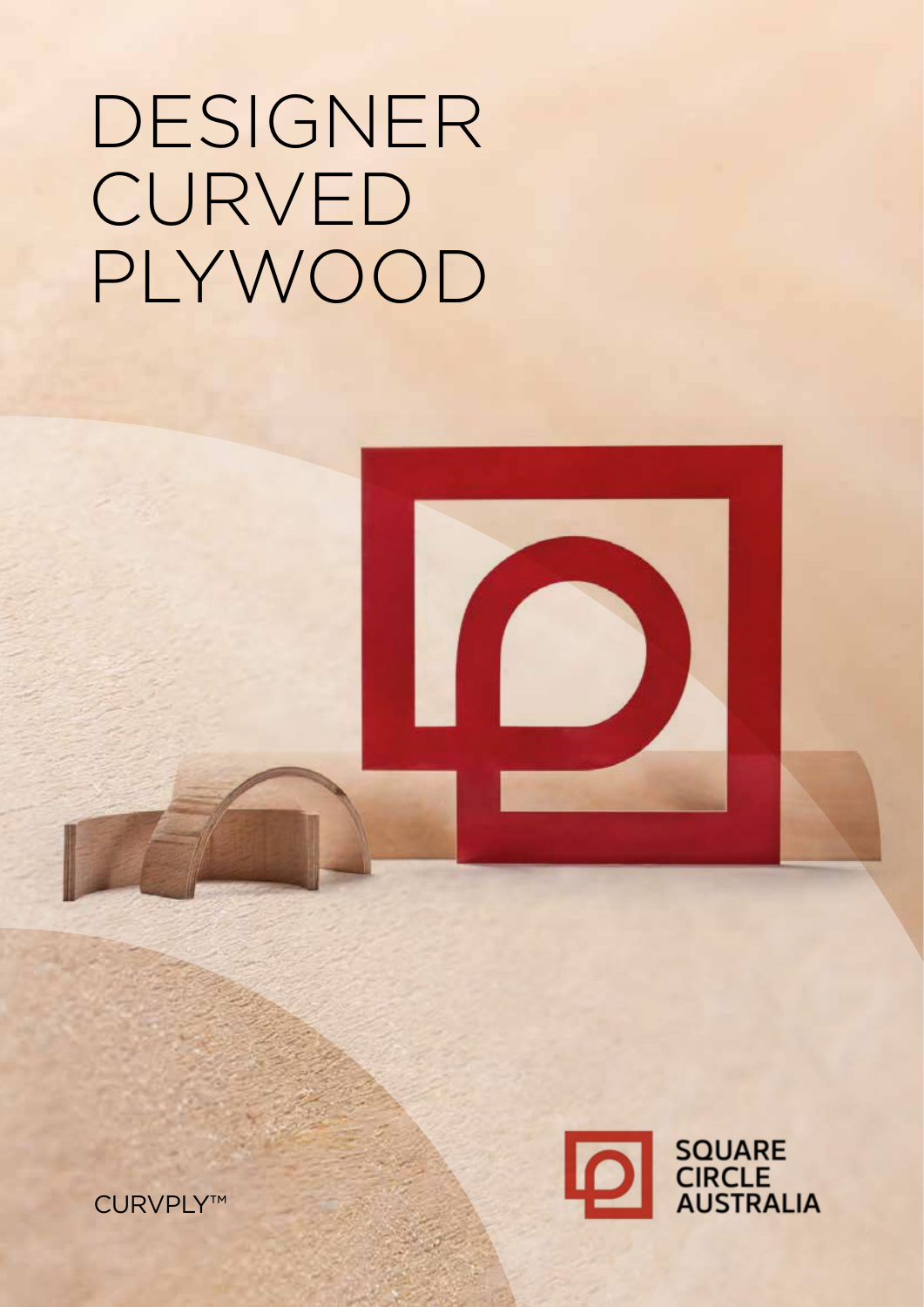# DESIGNER CURVED PLYWOOD

CURVPLY™

SQUARE CIRCLE AUSTRALIA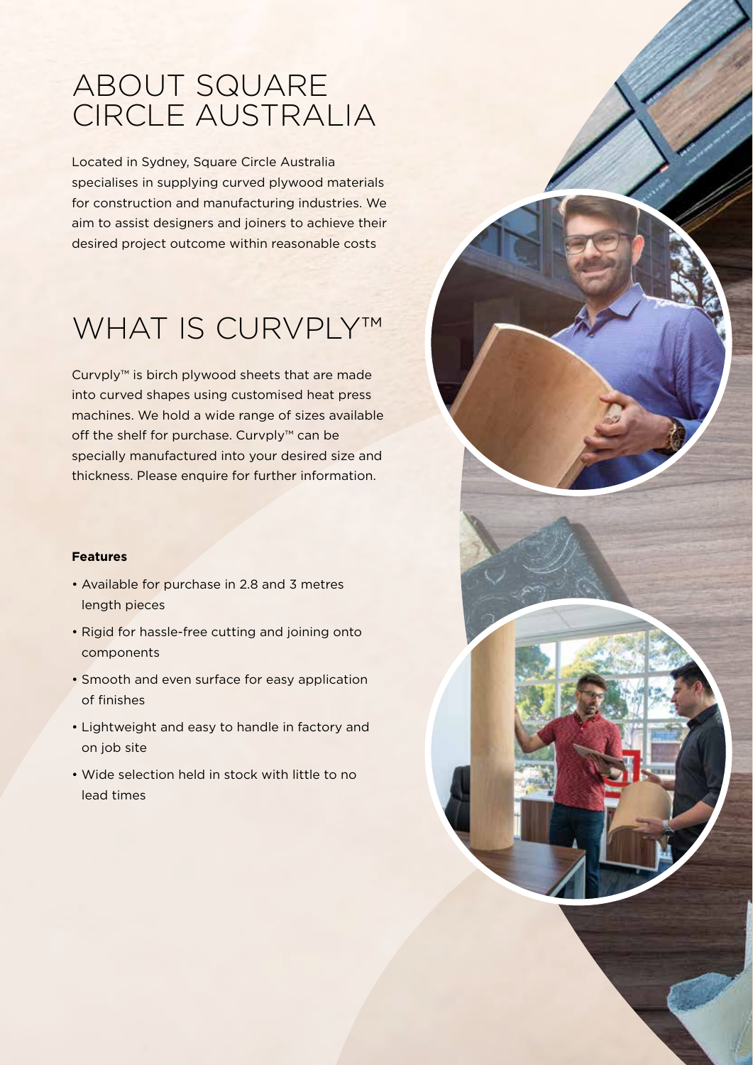# ABOUT SQUARE CIRCLE AUSTRALIA

Located in Sydney, Square Circle Australia specialises in supplying curved plywood materials for construction and manufacturing industries. We aim to assist designers and joiners to achieve their desired project outcome within reasonable costs

# WHAT IS CURVPLY™

Curvply™ is birch plywood sheets that are made into curved shapes using customised heat press machines. We hold a wide range of sizes available off the shelf for purchase. Curvply™ can be specially manufactured into your desired size and thickness. Please enquire for further information.

**Features**

- Available for purchase in 2.8 and 3 metres length pieces
- Rigid for hassle-free cutting and joining onto components
- Smooth and even surface for easy application of finishes
- Lightweight and easy to handle in factory and on job site
- Wide selection held in stock with little to no lead times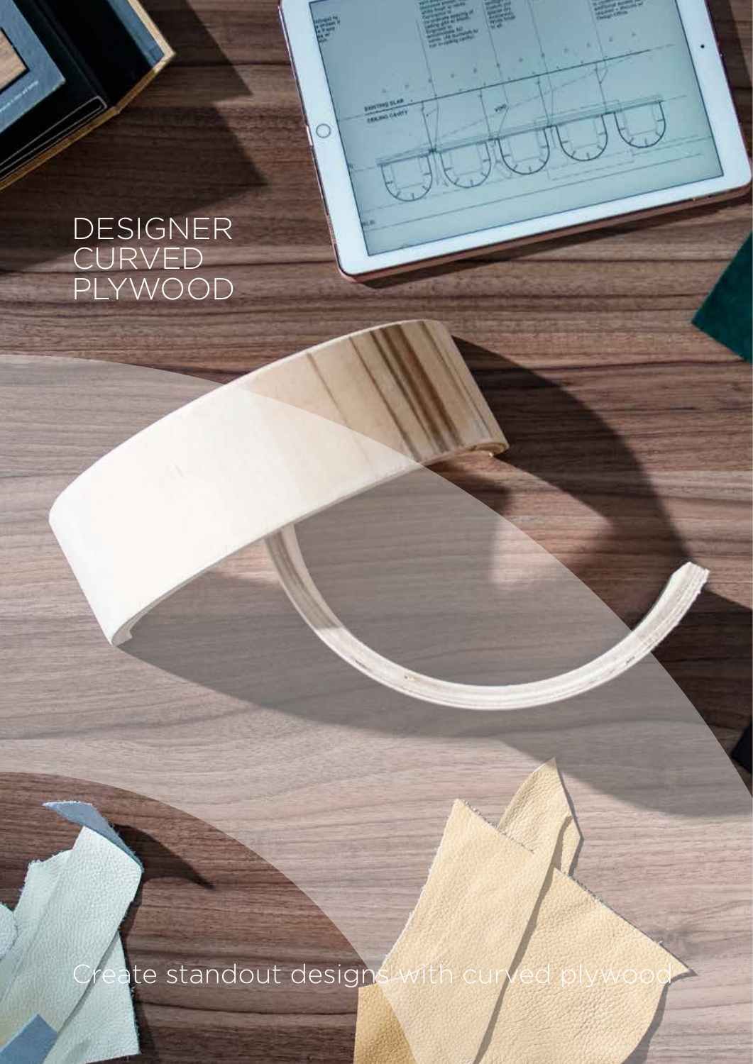# DESIGNER CURVED PLYWOOD

Create standout designs with curved plywood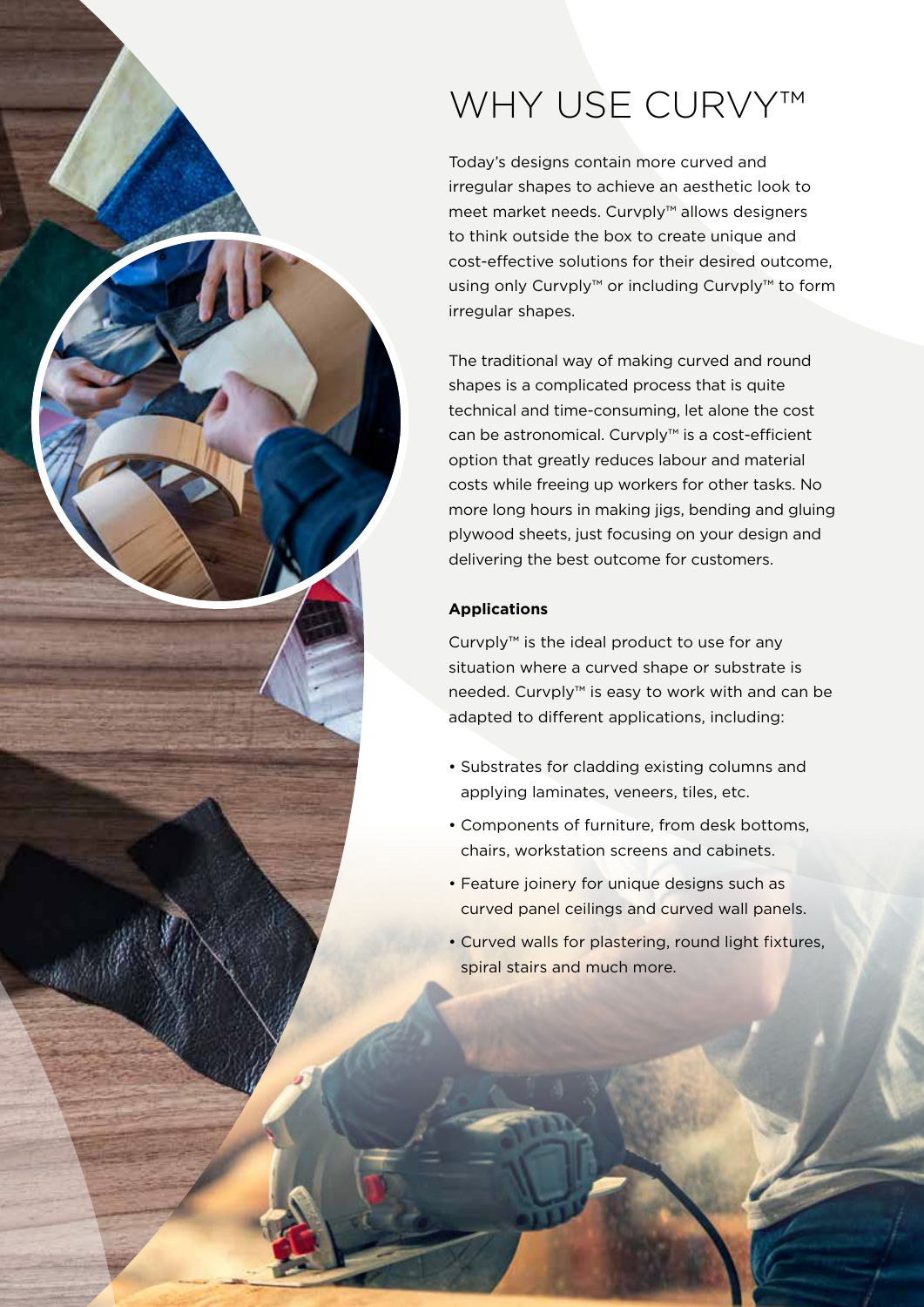# WHY USE CURVY™

Today's designs contain more curved and irregular shapes to achieve an aesthetic look to meet market needs. Curvply™ allows designers to think outside the box to create unique and cost-effective solutions for their desired outcome, using only Curvply™ or including Curvply™ to form irregular shapes.

The traditional way of making curved and round shapes is a complicated process that is quite technical and time-consuming, let alone the cost can be astronomical. Curvply™ is a cost-efficient option that greatly reduces labour and material costs while freeing up workers for other tasks. No more long hours in making jigs, bending and gluing plywood sheets, just focusing on your design and delivering the best outcome for customers.

**Applications**

Curvply™ is the ideal product to use for any situation where a curved shape or substrate is needed. Curvply™ is easy to work with and can be adapted to different applications, including:

- Substrates for cladding existing columns and applying laminates, veneers, tiles, etc.
- Components of furniture, from desk bottoms, chairs, workstation screens and cabinets.
- Feature joinery for unique designs such as curved panel ceilings and curved wall panels.
- Curved walls for plastering, round light fixtures, spiral stairs and much more.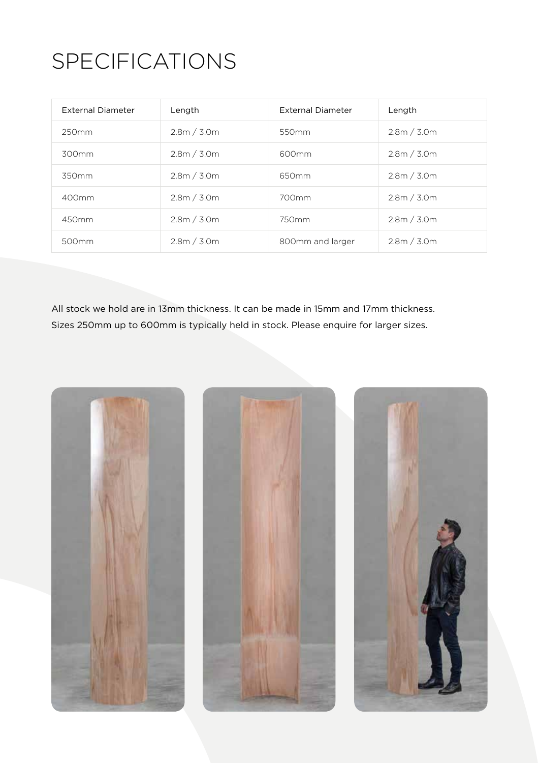# SPECIFICATIONS

| External Diameter | Length | External Diameter | Length |
|---|---|---|---|
| 250mm | 2.8m / 3.0m | 550mm | 2.8m / 3.0m |
| 300mm | 2.8m / 3.0m | 600mm | 2.8m / 3.0m |
| 350mm | 2.8m / 3.0m | 650mm | 2.8m / 3.0m |
| 400mm | 2.8m / 3.0m | 700mm | 2.8m / 3.0m |
| 450mm | 2.8m / 3.0m | 750mm | 2.8m / 3.0m |
| 500mm | 2.8m / 3.0m | 800mm and larger | 2.8m / 3.0m |

All stock we hold are in 13mm thickness. It can be made in 15mm and 17mm thickness.
Sizes 250mm up to 600mm is typically held in stock. Please enquire for larger sizes.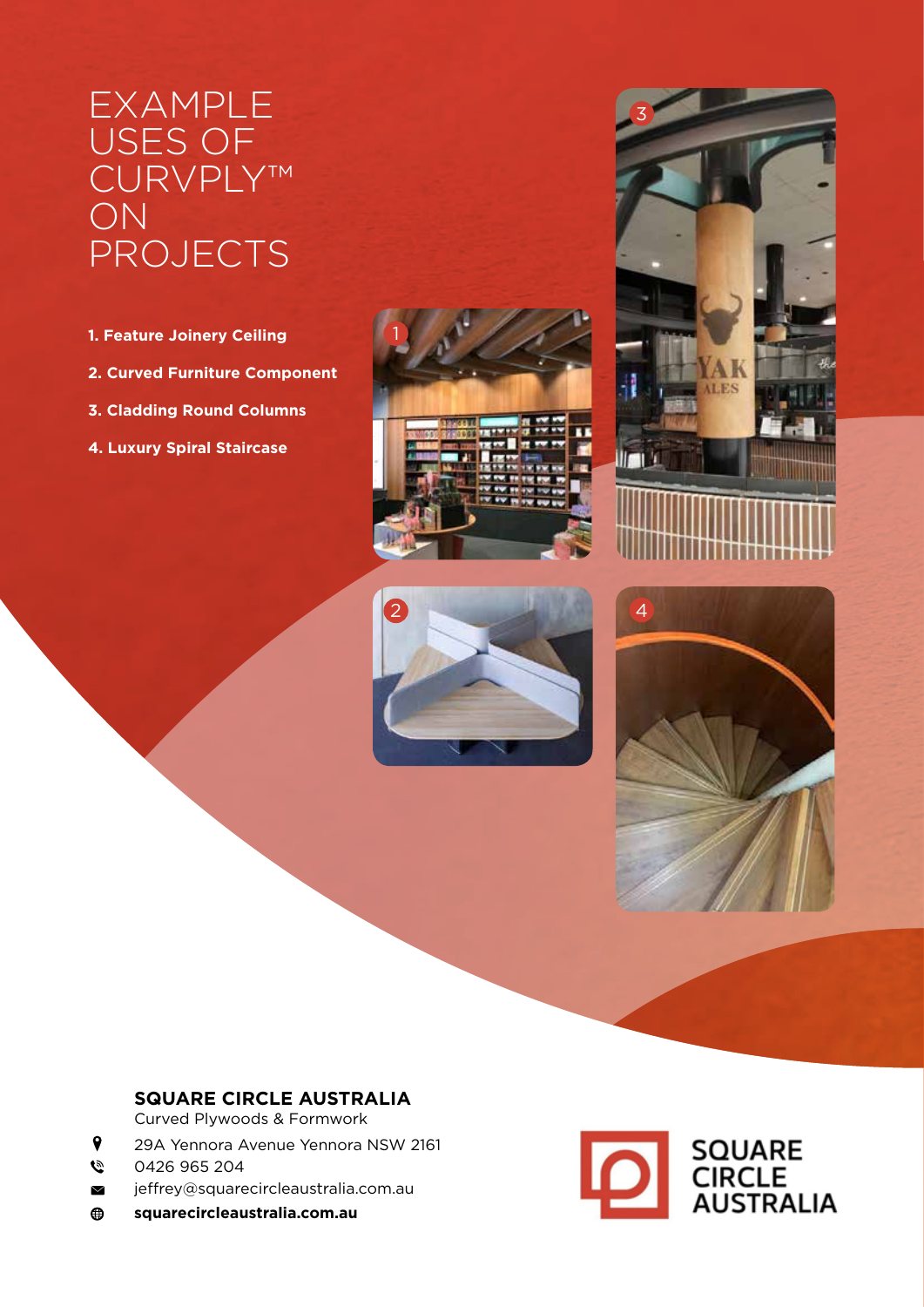# EXAMPLE USES OF CURVPLY™ ON PROJECTS

1. **Feature Joinery Ceiling**
2. **Curved Furniture Component**
3. **Cladding Round Columns**
4. **Luxury Spiral Staircase**

**SQUARE CIRCLE AUSTRALIA**
Curved Plywoods & Formwork

29A Yennora Avenue Yennora NSW 2161
0426 965 204
jeffrey@squarecircleaustralia.com.au
**squarecircleaustralia.com.au**

SQUARE CIRCLE AUSTRALIA